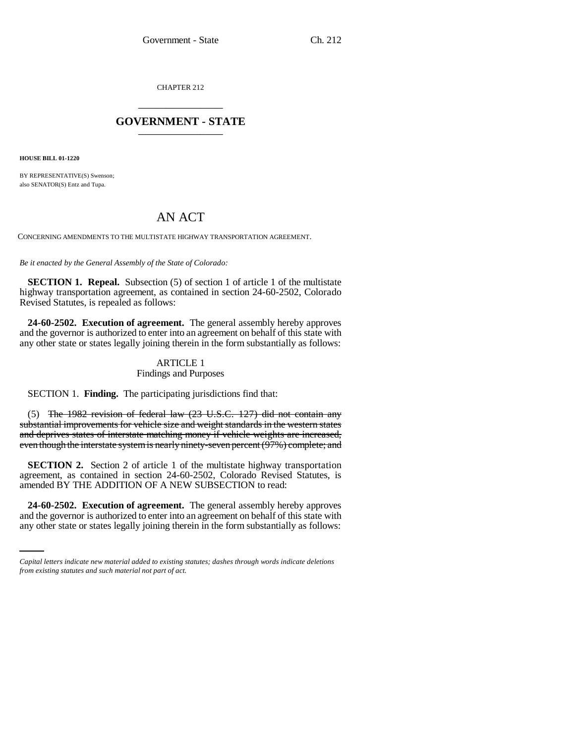CHAPTER 212

# GOVERNMENT - STATE

**HOUSE BILL 01-1220**

BY REPRESENTATIVE(S) Swenson;
also SENATOR(S) Entz and Tupa.

## AN ACT

CONCERNING AMENDMENTS TO THE MULTISTATE HIGHWAY TRANSPORTATION AGREEMENT.

*Be it enacted by the General Assembly of the State of Colorado:*

**SECTION 1. Repeal.** Subsection (5) of section 1 of article 1 of the multistate highway transportation agreement, as contained in section 24-60-2502, Colorado Revised Statutes, is repealed as follows:

**24-60-2502. Execution of agreement.** The general assembly hereby approves and the governor is authorized to enter into an agreement on behalf of this state with any other state or states legally joining therein in the form substantially as follows:

ARTICLE 1
Findings and Purposes

SECTION 1. **Finding.** The participating jurisdictions find that:

(5) ~~The 1982 revision of federal law (23 U.S.C. 127) did not contain any substantial improvements for vehicle size and weight standards in the western states and deprives states of interstate matching money if vehicle weights are increased, even though the interstate system is nearly ninety-seven percent (97%) complete; and~~

**SECTION 2.** Section 2 of article 1 of the multistate highway transportation agreement, as contained in section 24-60-2502, Colorado Revised Statutes, is amended BY THE ADDITION OF A NEW SUBSECTION to read:

**24-60-2502. Execution of agreement.** The general assembly hereby approves and the governor is authorized to enter into an agreement on behalf of this state with any other state or states legally joining therein in the form substantially as follows:

*Capital letters indicate new material added to existing statutes; dashes through words indicate deletions from existing statutes and such material not part of act.*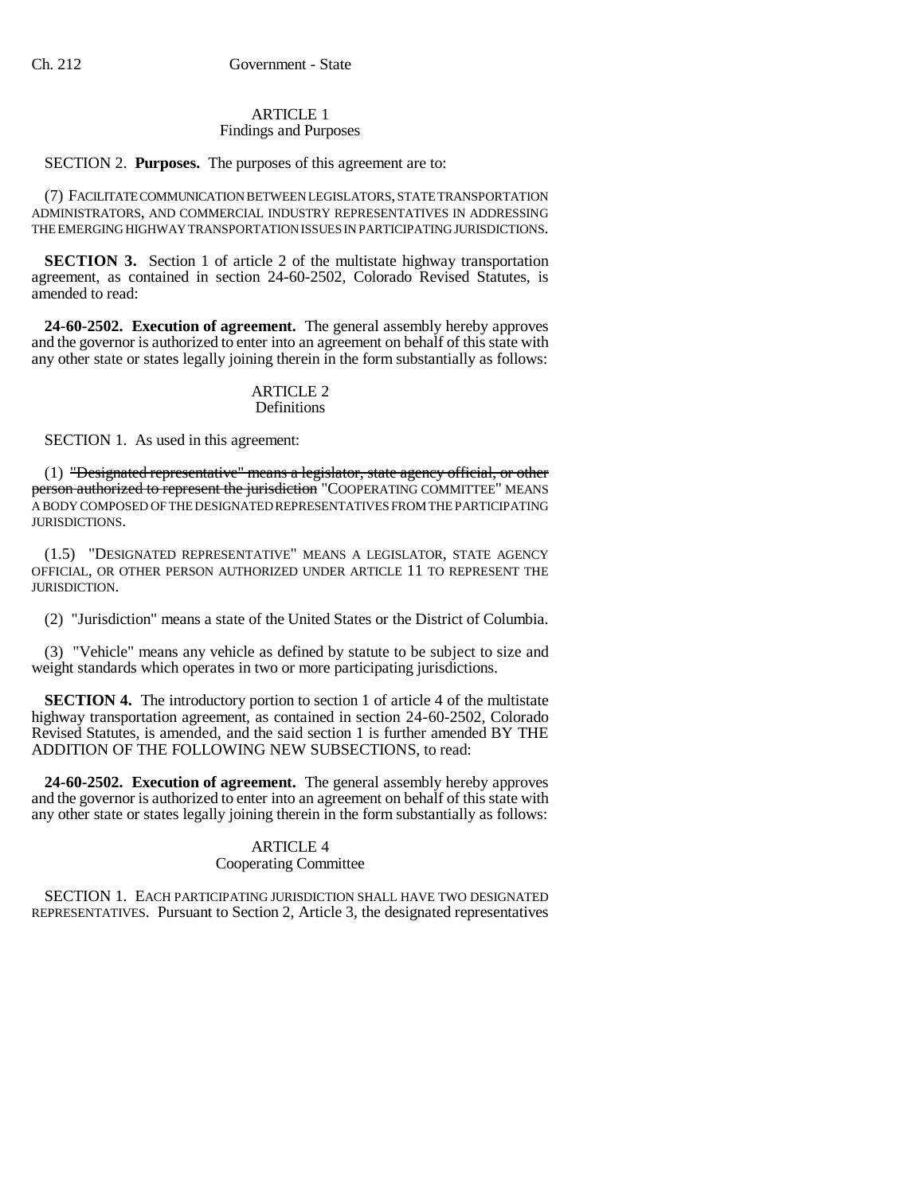ARTICLE 1
Findings and Purposes

SECTION 2. **Purposes.** The purposes of this agreement are to:

(7) FACILITATE COMMUNICATION BETWEEN LEGISLATORS, STATE TRANSPORTATION ADMINISTRATORS, AND COMMERCIAL INDUSTRY REPRESENTATIVES IN ADDRESSING THE EMERGING HIGHWAY TRANSPORTATION ISSUES IN PARTICIPATING JURISDICTIONS.

**SECTION 3.** Section 1 of article 2 of the multistate highway transportation agreement, as contained in section 24-60-2502, Colorado Revised Statutes, is amended to read:

**24-60-2502. Execution of agreement.** The general assembly hereby approves and the governor is authorized to enter into an agreement on behalf of this state with any other state or states legally joining therein in the form substantially as follows:

ARTICLE 2
Definitions

SECTION 1. As used in this agreement:

(1) ~~"Designated representative" means a legislator, state agency official, or other person authorized to represent the jurisdiction~~ "COOPERATING COMMITTEE" MEANS A BODY COMPOSED OF THE DESIGNATED REPRESENTATIVES FROM THE PARTICIPATING JURISDICTIONS.

(1.5) "DESIGNATED REPRESENTATIVE" MEANS A LEGISLATOR, STATE AGENCY OFFICIAL, OR OTHER PERSON AUTHORIZED UNDER ARTICLE 11 TO REPRESENT THE JURISDICTION.

(2) "Jurisdiction" means a state of the United States or the District of Columbia.

(3) "Vehicle" means any vehicle as defined by statute to be subject to size and weight standards which operates in two or more participating jurisdictions.

**SECTION 4.** The introductory portion to section 1 of article 4 of the multistate highway transportation agreement, as contained in section 24-60-2502, Colorado Revised Statutes, is amended, and the said section 1 is further amended BY THE ADDITION OF THE FOLLOWING NEW SUBSECTIONS, to read:

**24-60-2502. Execution of agreement.** The general assembly hereby approves and the governor is authorized to enter into an agreement on behalf of this state with any other state or states legally joining therein in the form substantially as follows:

ARTICLE 4
Cooperating Committee

SECTION 1. EACH PARTICIPATING JURISDICTION SHALL HAVE TWO DESIGNATED REPRESENTATIVES. Pursuant to Section 2, Article 3, the designated representatives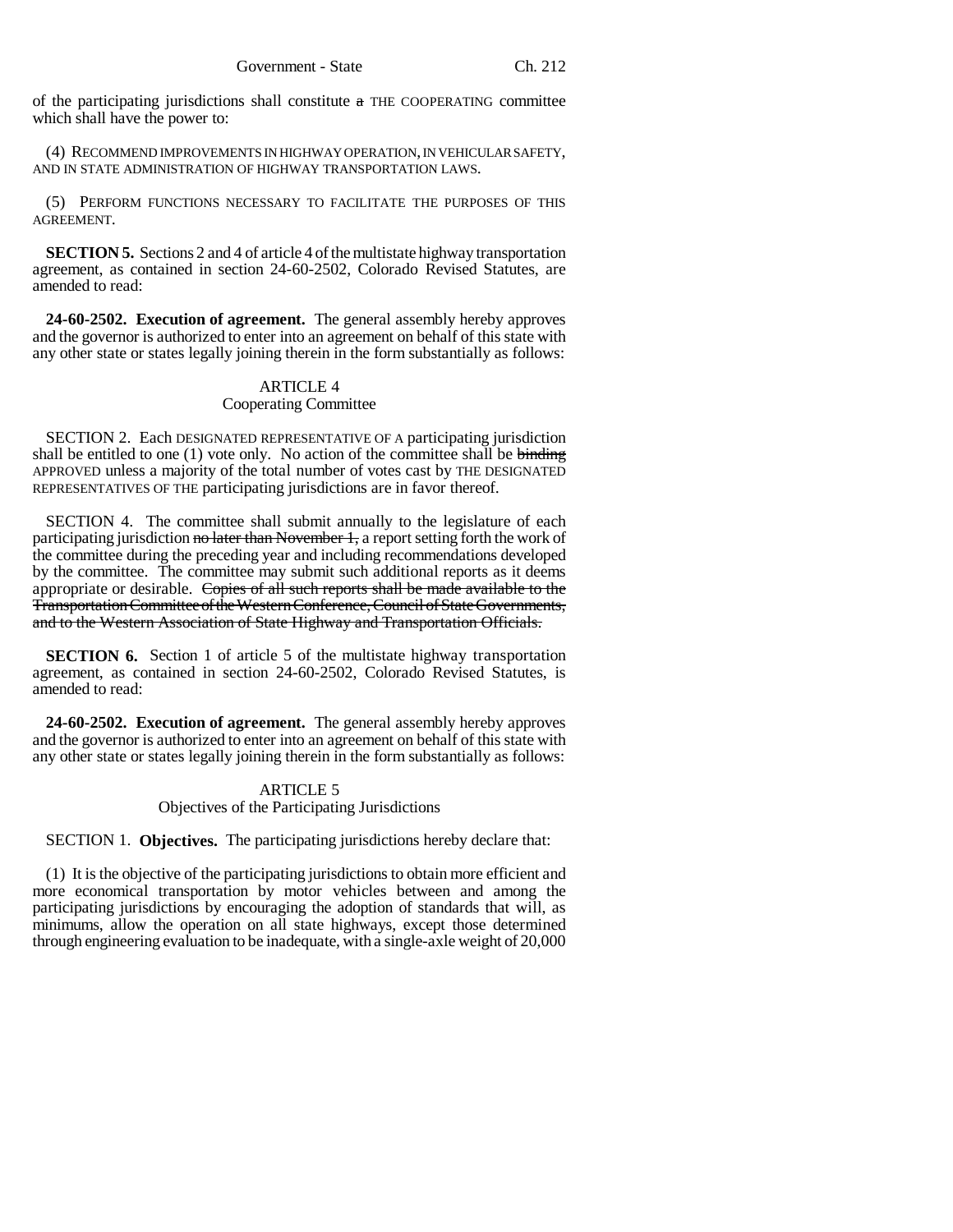of the participating jurisdictions shall constitute ~~a~~ THE COOPERATING committee which shall have the power to:

(4) RECOMMEND IMPROVEMENTS IN HIGHWAY OPERATION, IN VEHICULAR SAFETY, AND IN STATE ADMINISTRATION OF HIGHWAY TRANSPORTATION LAWS.

(5) PERFORM FUNCTIONS NECESSARY TO FACILITATE THE PURPOSES OF THIS AGREEMENT.

**SECTION 5.** Sections 2 and 4 of article 4 of the multistate highway transportation agreement, as contained in section 24-60-2502, Colorado Revised Statutes, are amended to read:

**24-60-2502. Execution of agreement.** The general assembly hereby approves and the governor is authorized to enter into an agreement on behalf of this state with any other state or states legally joining therein in the form substantially as follows:

ARTICLE 4
Cooperating Committee

SECTION 2. Each DESIGNATED REPRESENTATIVE OF A participating jurisdiction shall be entitled to one (1) vote only. No action of the committee shall be ~~binding~~ APPROVED unless a majority of the total number of votes cast by THE DESIGNATED REPRESENTATIVES OF THE participating jurisdictions are in favor thereof.

SECTION 4. The committee shall submit annually to the legislature of each participating jurisdiction ~~no later than November 1,~~ a report setting forth the work of the committee during the preceding year and including recommendations developed by the committee. The committee may submit such additional reports as it deems appropriate or desirable. ~~Copies of all such reports shall be made available to the Transportation Committee of the Western Conference, Council of State Governments, and to the Western Association of State Highway and Transportation Officials.~~

**SECTION 6.** Section 1 of article 5 of the multistate highway transportation agreement, as contained in section 24-60-2502, Colorado Revised Statutes, is amended to read:

**24-60-2502. Execution of agreement.** The general assembly hereby approves and the governor is authorized to enter into an agreement on behalf of this state with any other state or states legally joining therein in the form substantially as follows:

ARTICLE 5
Objectives of the Participating Jurisdictions

SECTION 1. **Objectives.** The participating jurisdictions hereby declare that:

(1) It is the objective of the participating jurisdictions to obtain more efficient and more economical transportation by motor vehicles between and among the participating jurisdictions by encouraging the adoption of standards that will, as minimums, allow the operation on all state highways, except those determined through engineering evaluation to be inadequate, with a single-axle weight of 20,000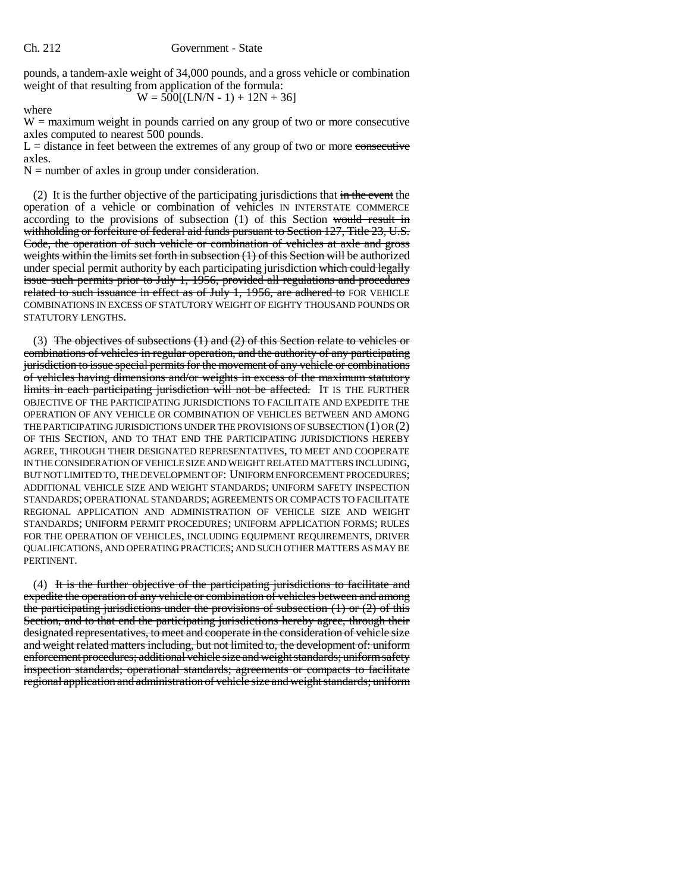pounds, a tandem-axle weight of 34,000 pounds, and a gross vehicle or combination weight of that resulting from application of the formula:

$$W = 500[(LN/N - 1) + 12N + 36]$$

where

W = maximum weight in pounds carried on any group of two or more consecutive axles computed to nearest 500 pounds.

L = distance in feet between the extremes of any group of two or more ~~consecutive~~ axles.

N = number of axles in group under consideration.

(2) It is the further objective of the participating jurisdictions that ~~in the event~~ the operation of a vehicle or combination of vehicles IN INTERSTATE COMMERCE according to the provisions of subsection (1) of this Section ~~would result in withholding or forfeiture of federal aid funds pursuant to Section 127, Title 23, U.S. Code, the operation of such vehicle or combination of vehicles at axle and gross weights within the limits set forth in subsection (1) of this Section will~~ be authorized under special permit authority by each participating jurisdiction ~~which could legally issue such permits prior to July 1, 1956, provided all regulations and procedures related to such issuance in effect as of July 1, 1956, are adhered to~~ FOR VEHICLE COMBINATIONS IN EXCESS OF STATUTORY WEIGHT OF EIGHTY THOUSAND POUNDS OR STATUTORY LENGTHS.

(3) ~~The objectives of subsections (1) and (2) of this Section relate to vehicles or combinations of vehicles in regular operation, and the authority of any participating jurisdiction to issue special permits for the movement of any vehicle or combinations of vehicles having dimensions and/or weights in excess of the maximum statutory limits in each participating jurisdiction will not be affected.~~ IT IS THE FURTHER OBJECTIVE OF THE PARTICIPATING JURISDICTIONS TO FACILITATE AND EXPEDITE THE OPERATION OF ANY VEHICLE OR COMBINATION OF VEHICLES BETWEEN AND AMONG THE PARTICIPATING JURISDICTIONS UNDER THE PROVISIONS OF SUBSECTION (1) OR (2) OF THIS SECTION, AND TO THAT END THE PARTICIPATING JURISDICTIONS HEREBY AGREE, THROUGH THEIR DESIGNATED REPRESENTATIVES, TO MEET AND COOPERATE IN THE CONSIDERATION OF VEHICLE SIZE AND WEIGHT RELATED MATTERS INCLUDING, BUT NOT LIMITED TO, THE DEVELOPMENT OF: UNIFORM ENFORCEMENT PROCEDURES; ADDITIONAL VEHICLE SIZE AND WEIGHT STANDARDS; UNIFORM SAFETY INSPECTION STANDARDS; OPERATIONAL STANDARDS; AGREEMENTS OR COMPACTS TO FACILITATE REGIONAL APPLICATION AND ADMINISTRATION OF VEHICLE SIZE AND WEIGHT STANDARDS; UNIFORM PERMIT PROCEDURES; UNIFORM APPLICATION FORMS; RULES FOR THE OPERATION OF VEHICLES, INCLUDING EQUIPMENT REQUIREMENTS, DRIVER QUALIFICATIONS, AND OPERATING PRACTICES; AND SUCH OTHER MATTERS AS MAY BE PERTINENT.

(4) ~~It is the further objective of the participating jurisdictions to facilitate and expedite the operation of any vehicle or combination of vehicles between and among the participating jurisdictions under the provisions of subsection (1) or (2) of this Section, and to that end the participating jurisdictions hereby agree, through their designated representatives, to meet and cooperate in the consideration of vehicle size and weight related matters including, but not limited to, the development of: uniform enforcement procedures; additional vehicle size and weight standards; uniform safety inspection standards; operational standards; agreements or compacts to facilitate regional application and administration of vehicle size and weight standards; uniform~~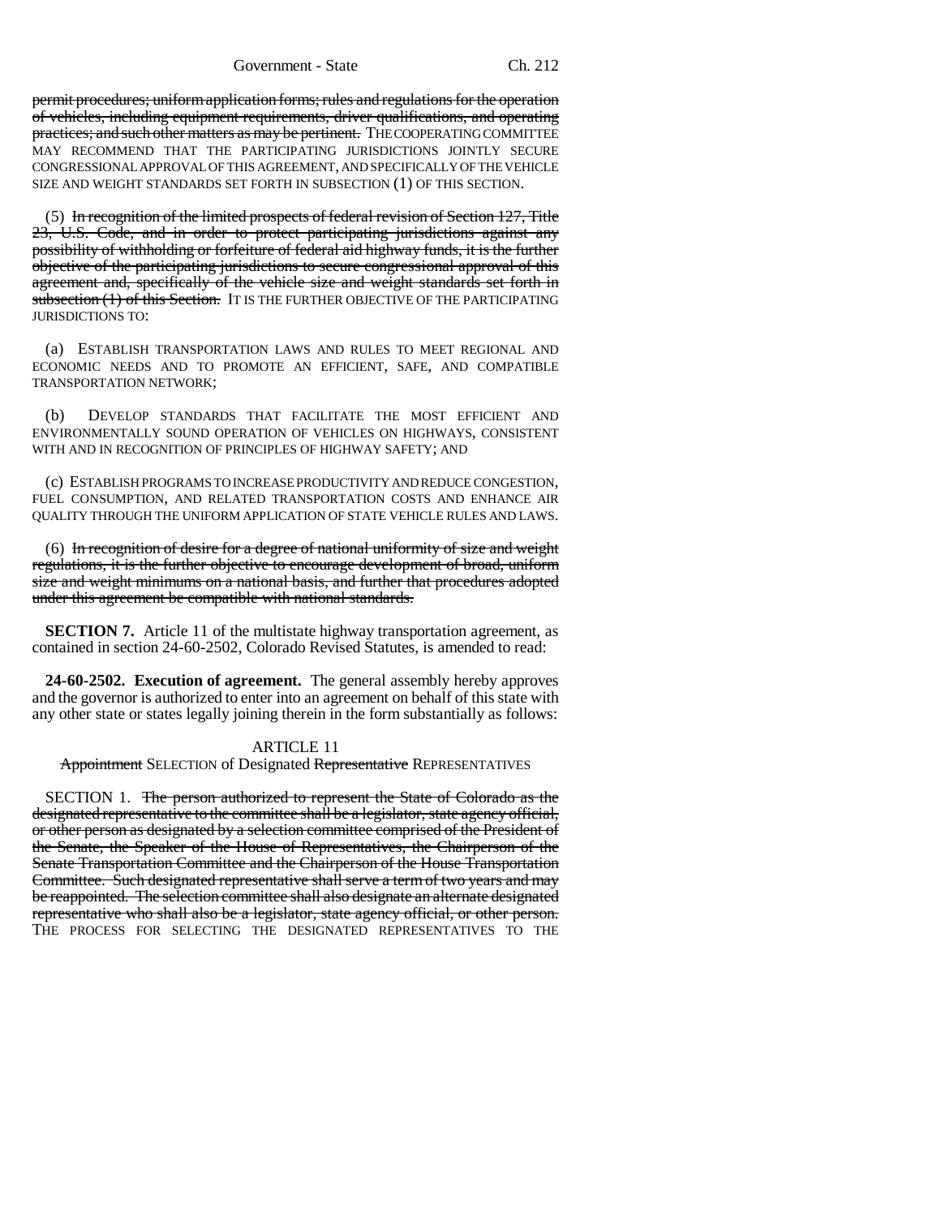permit procedures; uniform application forms; rules and regulations for the operation of vehicles, including equipment requirements, driver qualifications, and operating practices; and such other matters as may be pertinent. THE COOPERATING COMMITTEE MAY RECOMMEND THAT THE PARTICIPATING JURISDICTIONS JOINTLY SECURE CONGRESSIONAL APPROVAL OF THIS AGREEMENT, AND SPECIFICALLY OF THE VEHICLE SIZE AND WEIGHT STANDARDS SET FORTH IN SUBSECTION (1) OF THIS SECTION.

(5) In recognition of the limited prospects of federal revision of Section 127, Title 23, U.S. Code, and in order to protect participating jurisdictions against any possibility of withholding or forfeiture of federal aid highway funds, it is the further objective of the participating jurisdictions to secure congressional approval of this agreement and, specifically of the vehicle size and weight standards set forth in subsection (1) of this Section. IT IS THE FURTHER OBJECTIVE OF THE PARTICIPATING JURISDICTIONS TO:

(a) ESTABLISH TRANSPORTATION LAWS AND RULES TO MEET REGIONAL AND ECONOMIC NEEDS AND TO PROMOTE AN EFFICIENT, SAFE, AND COMPATIBLE TRANSPORTATION NETWORK;

(b) DEVELOP STANDARDS THAT FACILITATE THE MOST EFFICIENT AND ENVIRONMENTALLY SOUND OPERATION OF VEHICLES ON HIGHWAYS, CONSISTENT WITH AND IN RECOGNITION OF PRINCIPLES OF HIGHWAY SAFETY; AND

(c) ESTABLISH PROGRAMS TO INCREASE PRODUCTIVITY AND REDUCE CONGESTION, FUEL CONSUMPTION, AND RELATED TRANSPORTATION COSTS AND ENHANCE AIR QUALITY THROUGH THE UNIFORM APPLICATION OF STATE VEHICLE RULES AND LAWS.

(6) In recognition of desire for a degree of national uniformity of size and weight regulations, it is the further objective to encourage development of broad, uniform size and weight minimums on a national basis, and further that procedures adopted under this agreement be compatible with national standards.

**SECTION 7.** Article 11 of the multistate highway transportation agreement, as contained in section 24-60-2502, Colorado Revised Statutes, is amended to read:

**24-60-2502. Execution of agreement.** The general assembly hereby approves and the governor is authorized to enter into an agreement on behalf of this state with any other state or states legally joining therein in the form substantially as follows:

ARTICLE 11

Appointment SELECTION of Designated Representative REPRESENTATIVES

SECTION 1. The person authorized to represent the State of Colorado as the designated representative to the committee shall be a legislator, state agency official, or other person as designated by a selection committee comprised of the President of the Senate, the Speaker of the House of Representatives, the Chairperson of the Senate Transportation Committee and the Chairperson of the House Transportation Committee. Such designated representative shall serve a term of two years and may be reappointed. The selection committee shall also designate an alternate designated representative who shall also be a legislator, state agency official, or other person. THE PROCESS FOR SELECTING THE DESIGNATED REPRESENTATIVES TO THE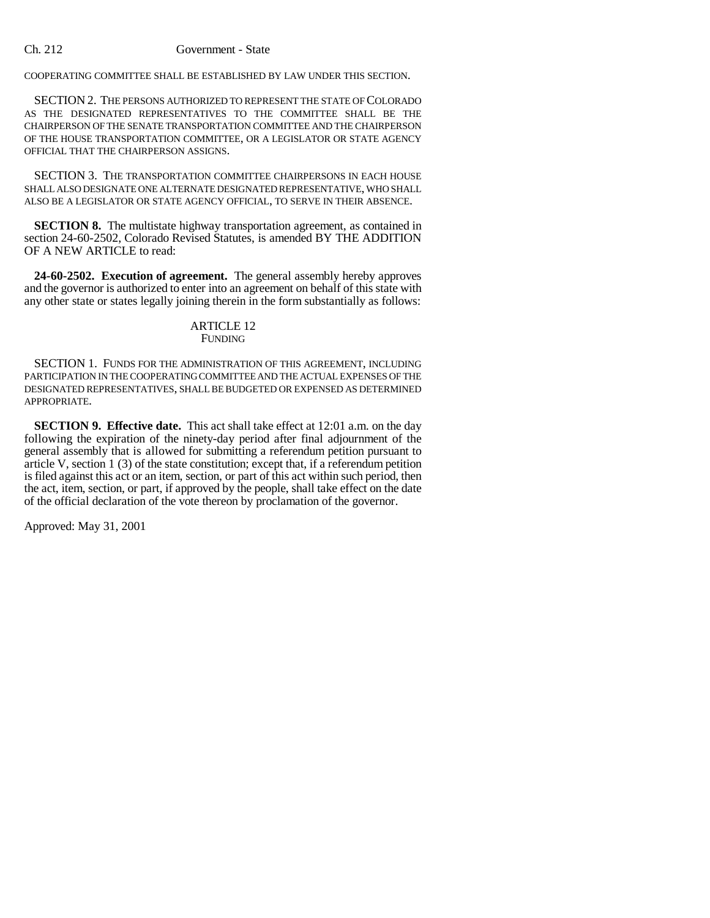COOPERATING COMMITTEE SHALL BE ESTABLISHED BY LAW UNDER THIS SECTION.

SECTION 2. THE PERSONS AUTHORIZED TO REPRESENT THE STATE OF COLORADO AS THE DESIGNATED REPRESENTATIVES TO THE COMMITTEE SHALL BE THE CHAIRPERSON OF THE SENATE TRANSPORTATION COMMITTEE AND THE CHAIRPERSON OF THE HOUSE TRANSPORTATION COMMITTEE, OR A LEGISLATOR OR STATE AGENCY OFFICIAL THAT THE CHAIRPERSON ASSIGNS.

SECTION 3. THE TRANSPORTATION COMMITTEE CHAIRPERSONS IN EACH HOUSE SHALL ALSO DESIGNATE ONE ALTERNATE DESIGNATED REPRESENTATIVE, WHO SHALL ALSO BE A LEGISLATOR OR STATE AGENCY OFFICIAL, TO SERVE IN THEIR ABSENCE.

**SECTION 8.** The multistate highway transportation agreement, as contained in section 24-60-2502, Colorado Revised Statutes, is amended BY THE ADDITION OF A NEW ARTICLE to read:

**24-60-2502. Execution of agreement.** The general assembly hereby approves and the governor is authorized to enter into an agreement on behalf of this state with any other state or states legally joining therein in the form substantially as follows:

ARTICLE 12
FUNDING

SECTION 1. FUNDS FOR THE ADMINISTRATION OF THIS AGREEMENT, INCLUDING PARTICIPATION IN THE COOPERATING COMMITTEE AND THE ACTUAL EXPENSES OF THE DESIGNATED REPRESENTATIVES, SHALL BE BUDGETED OR EXPENSED AS DETERMINED APPROPRIATE.

**SECTION 9. Effective date.** This act shall take effect at 12:01 a.m. on the day following the expiration of the ninety-day period after final adjournment of the general assembly that is allowed for submitting a referendum petition pursuant to article V, section 1 (3) of the state constitution; except that, if a referendum petition is filed against this act or an item, section, or part of this act within such period, then the act, item, section, or part, if approved by the people, shall take effect on the date of the official declaration of the vote thereon by proclamation of the governor.

Approved: May 31, 2001